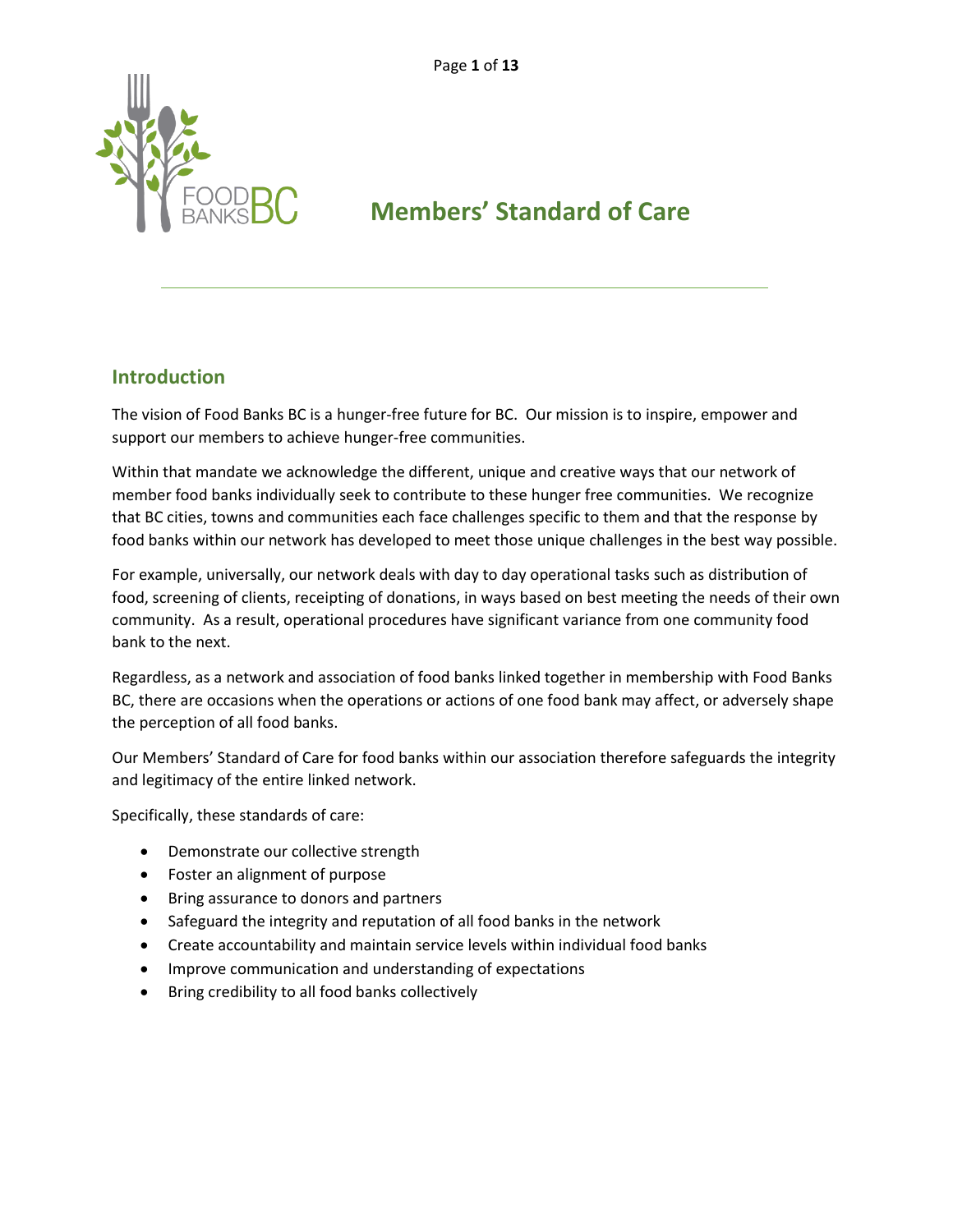# Members' Standard of Care

## Introduction

The vision of Food Banks BC is a hunger-free future for BC. Our mission is to inspire, empower and support our members to achieve hunger-free communities.

Within that mandate we acknowledge the different, unique and creative ways that our network of member food banks individually seek to contribute to these hunger free communities. We recognize that BC cities, towns and communities each face challenges specific to them and that the response by food banks within our network has developed to meet those unique challenges in the best way possible.

For example, universally, our network deals with day to day operational tasks such as distribution of food, screening of clients, receipting of donations, in ways based on best meeting the needs of their own community. As a result, operational procedures have significant variance from one community food bank to the next.

Regardless, as a network and association of food banks linked together in membership with Food Banks BC, there are occasions when the operations or actions of one food bank may affect, or adversely shape the perception of all food banks.

Our Members' Standard of Care for food banks within our association therefore safeguards the integrity and legitimacy of the entire linked network.

Specifically, these standards of care:

- Demonstrate our collective strength
- Foster an alignment of purpose
- Bring assurance to donors and partners
- Safeguard the integrity and reputation of all food banks in the network
- Create accountability and maintain service levels within individual food banks
- Improve communication and understanding of expectations
- Bring credibility to all food banks collectively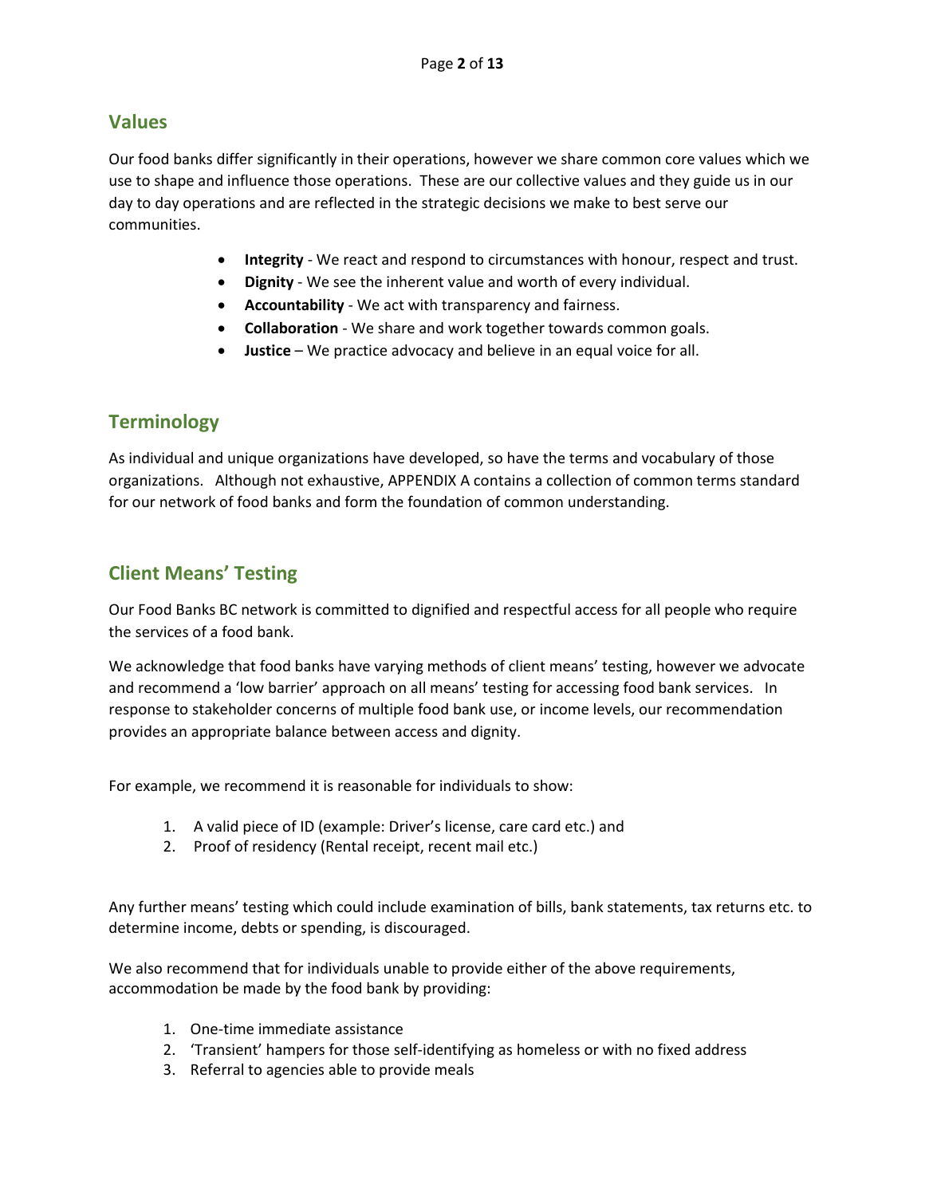## Values

Our food banks differ significantly in their operations, however we share common core values which we use to shape and influence those operations. These are our collective values and they guide us in our day to day operations and are reflected in the strategic decisions we make to best serve our communities.

- **Integrity** - We react and respond to circumstances with honour, respect and trust.
- **Dignity** - We see the inherent value and worth of every individual.
- **Accountability** - We act with transparency and fairness.
- **Collaboration** - We share and work together towards common goals.
- **Justice** – We practice advocacy and believe in an equal voice for all.

## Terminology

As individual and unique organizations have developed, so have the terms and vocabulary of those organizations. Although not exhaustive, APPENDIX A contains a collection of common terms standard for our network of food banks and form the foundation of common understanding.

## Client Means' Testing

Our Food Banks BC network is committed to dignified and respectful access for all people who require the services of a food bank.

We acknowledge that food banks have varying methods of client means' testing, however we advocate and recommend a 'low barrier' approach on all means' testing for accessing food bank services. In response to stakeholder concerns of multiple food bank use, or income levels, our recommendation provides an appropriate balance between access and dignity.

For example, we recommend it is reasonable for individuals to show:

1. A valid piece of ID (example: Driver's license, care card etc.) and
2. Proof of residency (Rental receipt, recent mail etc.)

Any further means' testing which could include examination of bills, bank statements, tax returns etc. to determine income, debts or spending, is discouraged.

We also recommend that for individuals unable to provide either of the above requirements, accommodation be made by the food bank by providing:

1. One-time immediate assistance
2. 'Transient' hampers for those self-identifying as homeless or with no fixed address
3. Referral to agencies able to provide meals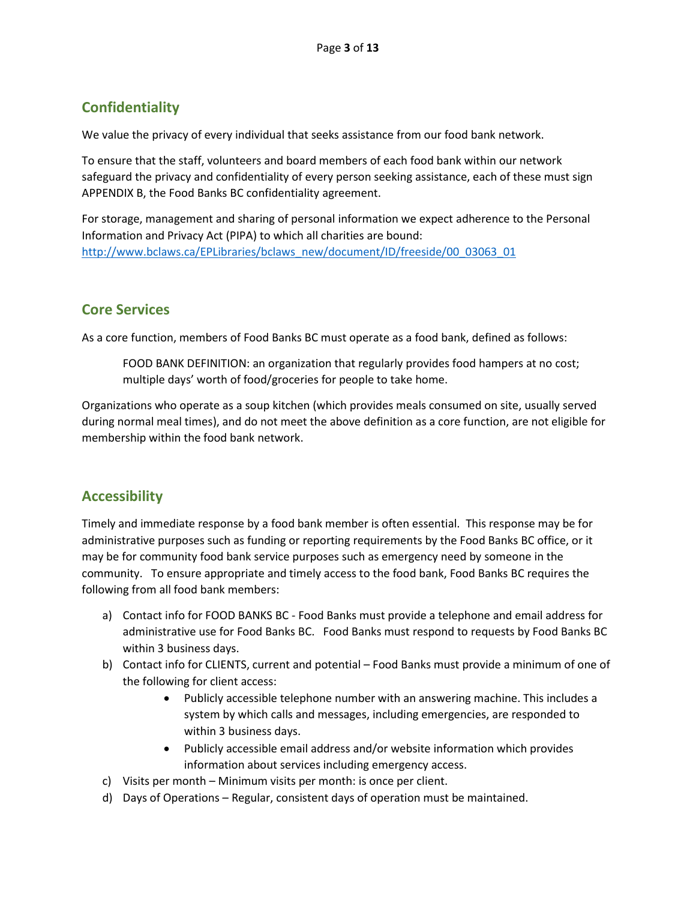## Confidentiality

We value the privacy of every individual that seeks assistance from our food bank network.

To ensure that the staff, volunteers and board members of each food bank within our network safeguard the privacy and confidentiality of every person seeking assistance, each of these must sign APPENDIX B, the Food Banks BC confidentiality agreement.

For storage, management and sharing of personal information we expect adherence to the Personal Information and Privacy Act (PIPA) to which all charities are bound: [http://www.bclaws.ca/EPLibraries/bclaws_new/document/ID/freeside/00_03063_01](http://www.bclaws.ca/EPLibraries/bclaws_new/document/ID/freeside/00_03063_01)

## Core Services

As a core function, members of Food Banks BC must operate as a food bank, defined as follows:

> FOOD BANK DEFINITION: an organization that regularly provides food hampers at no cost; multiple days' worth of food/groceries for people to take home.

Organizations who operate as a soup kitchen (which provides meals consumed on site, usually served during normal meal times), and do not meet the above definition as a core function, are not eligible for membership within the food bank network.

## Accessibility

Timely and immediate response by a food bank member is often essential. This response may be for administrative purposes such as funding or reporting requirements by the Food Banks BC office, or it may be for community food bank service purposes such as emergency need by someone in the community. To ensure appropriate and timely access to the food bank, Food Banks BC requires the following from all food bank members:

a) Contact info for FOOD BANKS BC - Food Banks must provide a telephone and email address for administrative use for Food Banks BC. Food Banks must respond to requests by Food Banks BC within 3 business days.
b) Contact info for CLIENTS, current and potential – Food Banks must provide a minimum of one of the following for client access:
    - Publicly accessible telephone number with an answering machine. This includes a system by which calls and messages, including emergencies, are responded to within 3 business days.
    - Publicly accessible email address and/or website information which provides information about services including emergency access.
c) Visits per month – Minimum visits per month: is once per client.
d) Days of Operations – Regular, consistent days of operation must be maintained.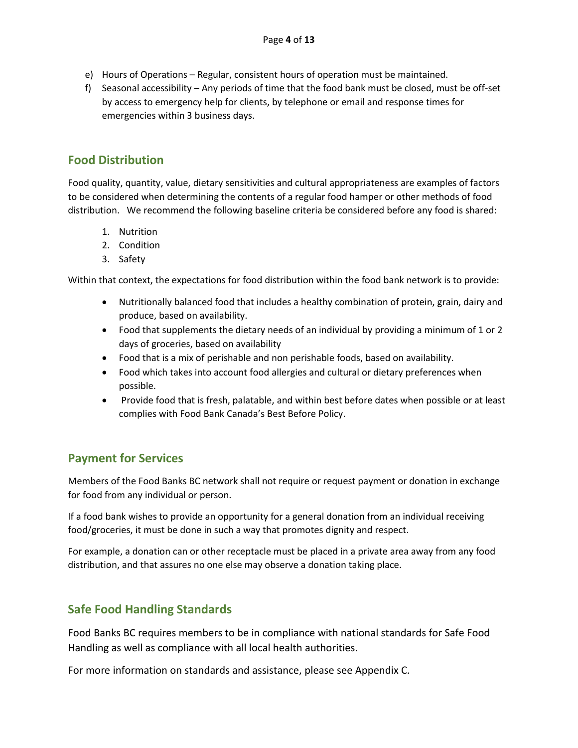e) Hours of Operations – Regular, consistent hours of operation must be maintained.
f) Seasonal accessibility – Any periods of time that the food bank must be closed, must be off-set by access to emergency help for clients, by telephone or email and response times for emergencies within 3 business days.

## Food Distribution

Food quality, quantity, value, dietary sensitivities and cultural appropriateness are examples of factors to be considered when determining the contents of a regular food hamper or other methods of food distribution. We recommend the following baseline criteria be considered before any food is shared:

1. Nutrition
2. Condition
3. Safety

Within that context, the expectations for food distribution within the food bank network is to provide:

- Nutritionally balanced food that includes a healthy combination of protein, grain, dairy and produce, based on availability.
- Food that supplements the dietary needs of an individual by providing a minimum of 1 or 2 days of groceries, based on availability
- Food that is a mix of perishable and non perishable foods, based on availability.
- Food which takes into account food allergies and cultural or dietary preferences when possible.
- Provide food that is fresh, palatable, and within best before dates when possible or at least complies with Food Bank Canada's Best Before Policy.

## Payment for Services

Members of the Food Banks BC network shall not require or request payment or donation in exchange for food from any individual or person.

If a food bank wishes to provide an opportunity for a general donation from an individual receiving food/groceries, it must be done in such a way that promotes dignity and respect.

For example, a donation can or other receptacle must be placed in a private area away from any food distribution, and that assures no one else may observe a donation taking place.

## Safe Food Handling Standards

Food Banks BC requires members to be in compliance with national standards for Safe Food Handling as well as compliance with all local health authorities.

For more information on standards and assistance, please see Appendix C.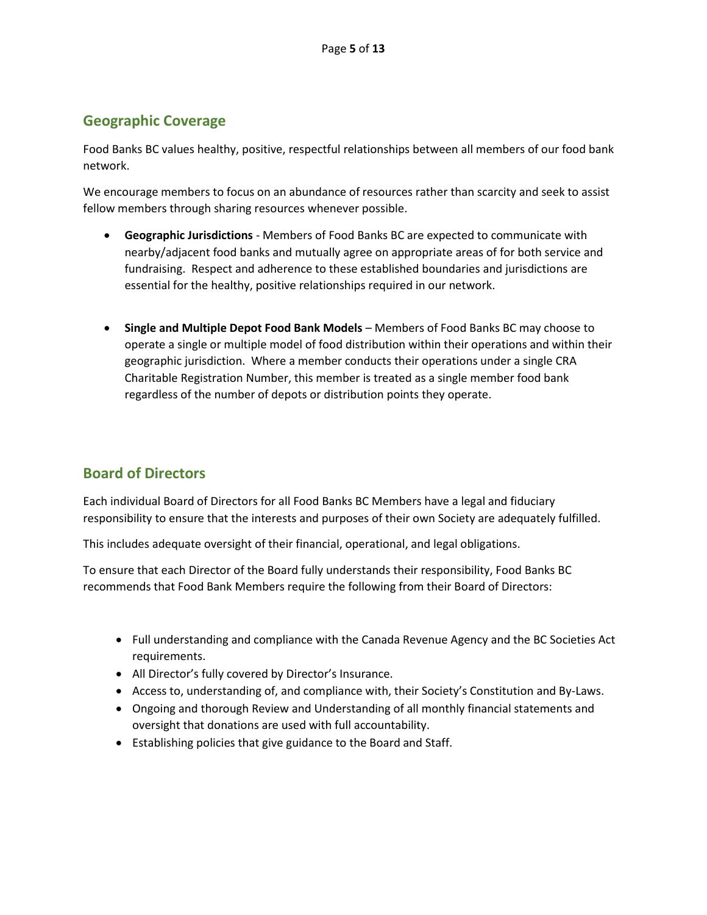## Geographic Coverage

Food Banks BC values healthy, positive, respectful relationships between all members of our food bank network.

We encourage members to focus on an abundance of resources rather than scarcity and seek to assist fellow members through sharing resources whenever possible.

- **Geographic Jurisdictions** - Members of Food Banks BC are expected to communicate with nearby/adjacent food banks and mutually agree on appropriate areas of for both service and fundraising. Respect and adherence to these established boundaries and jurisdictions are essential for the healthy, positive relationships required in our network.

- **Single and Multiple Depot Food Bank Models** – Members of Food Banks BC may choose to operate a single or multiple model of food distribution within their operations and within their geographic jurisdiction. Where a member conducts their operations under a single CRA Charitable Registration Number, this member is treated as a single member food bank regardless of the number of depots or distribution points they operate.

## Board of Directors

Each individual Board of Directors for all Food Banks BC Members have a legal and fiduciary responsibility to ensure that the interests and purposes of their own Society are adequately fulfilled.

This includes adequate oversight of their financial, operational, and legal obligations.

To ensure that each Director of the Board fully understands their responsibility, Food Banks BC recommends that Food Bank Members require the following from their Board of Directors:

- Full understanding and compliance with the Canada Revenue Agency and the BC Societies Act requirements.
- All Director's fully covered by Director's Insurance.
- Access to, understanding of, and compliance with, their Society's Constitution and By-Laws.
- Ongoing and thorough Review and Understanding of all monthly financial statements and oversight that donations are used with full accountability.
- Establishing policies that give guidance to the Board and Staff.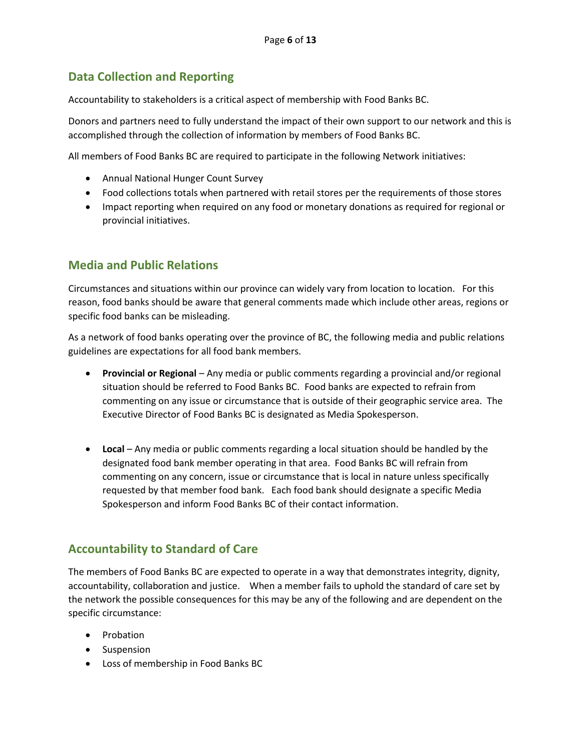## Data Collection and Reporting

Accountability to stakeholders is a critical aspect of membership with Food Banks BC.

Donors and partners need to fully understand the impact of their own support to our network and this is accomplished through the collection of information by members of Food Banks BC.

All members of Food Banks BC are required to participate in the following Network initiatives:

- Annual National Hunger Count Survey
- Food collections totals when partnered with retail stores per the requirements of those stores
- Impact reporting when required on any food or monetary donations as required for regional or provincial initiatives.

## Media and Public Relations

Circumstances and situations within our province can widely vary from location to location. For this reason, food banks should be aware that general comments made which include other areas, regions or specific food banks can be misleading.

As a network of food banks operating over the province of BC, the following media and public relations guidelines are expectations for all food bank members.

- **Provincial or Regional** – Any media or public comments regarding a provincial and/or regional situation should be referred to Food Banks BC. Food banks are expected to refrain from commenting on any issue or circumstance that is outside of their geographic service area. The Executive Director of Food Banks BC is designated as Media Spokesperson.

- **Local** – Any media or public comments regarding a local situation should be handled by the designated food bank member operating in that area. Food Banks BC will refrain from commenting on any concern, issue or circumstance that is local in nature unless specifically requested by that member food bank. Each food bank should designate a specific Media Spokesperson and inform Food Banks BC of their contact information.

## Accountability to Standard of Care

The members of Food Banks BC are expected to operate in a way that demonstrates integrity, dignity, accountability, collaboration and justice. When a member fails to uphold the standard of care set by the network the possible consequences for this may be any of the following and are dependent on the specific circumstance:

- Probation
- Suspension
- Loss of membership in Food Banks BC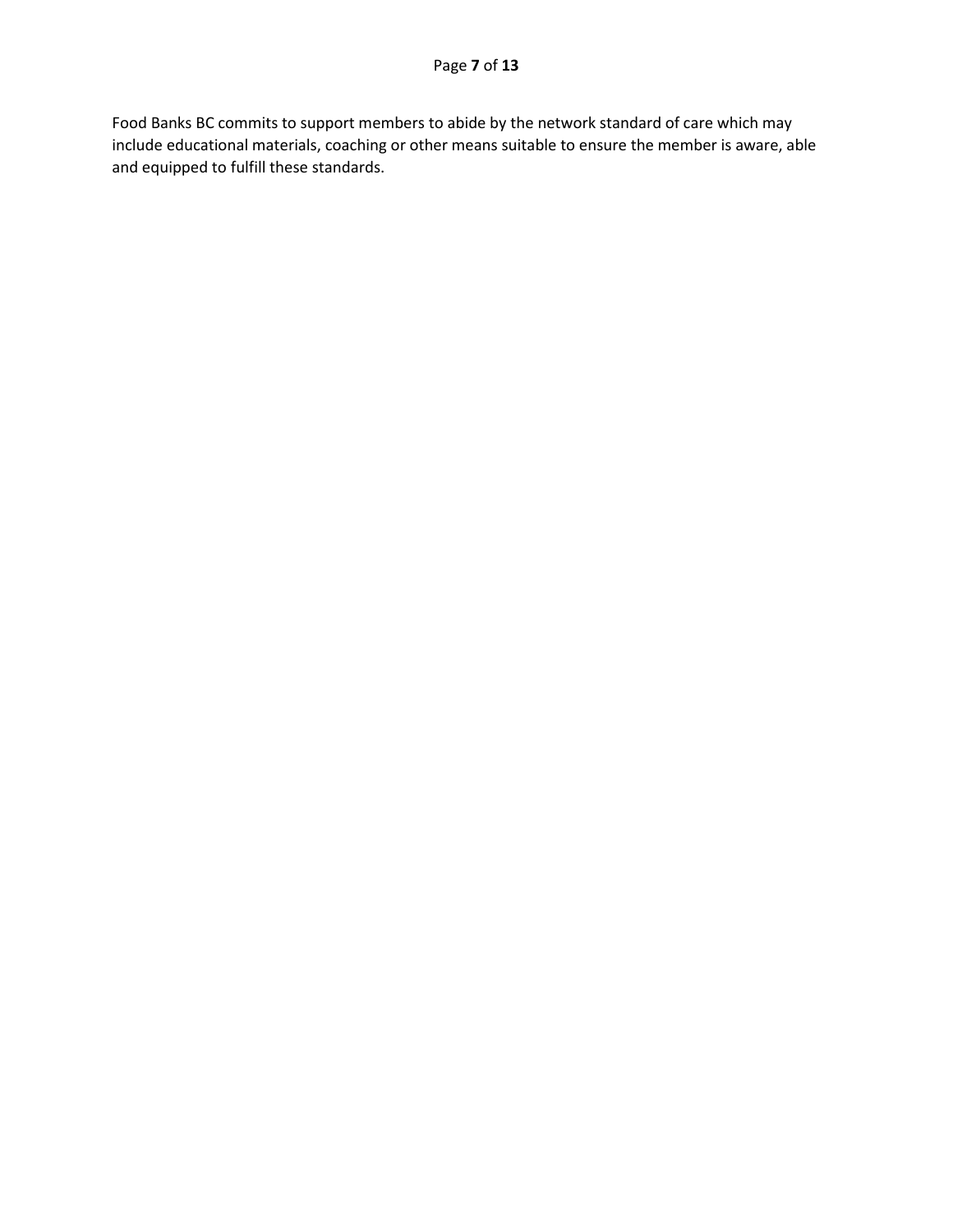Food Banks BC commits to support members to abide by the network standard of care which may include educational materials, coaching or other means suitable to ensure the member is aware, able and equipped to fulfill these standards.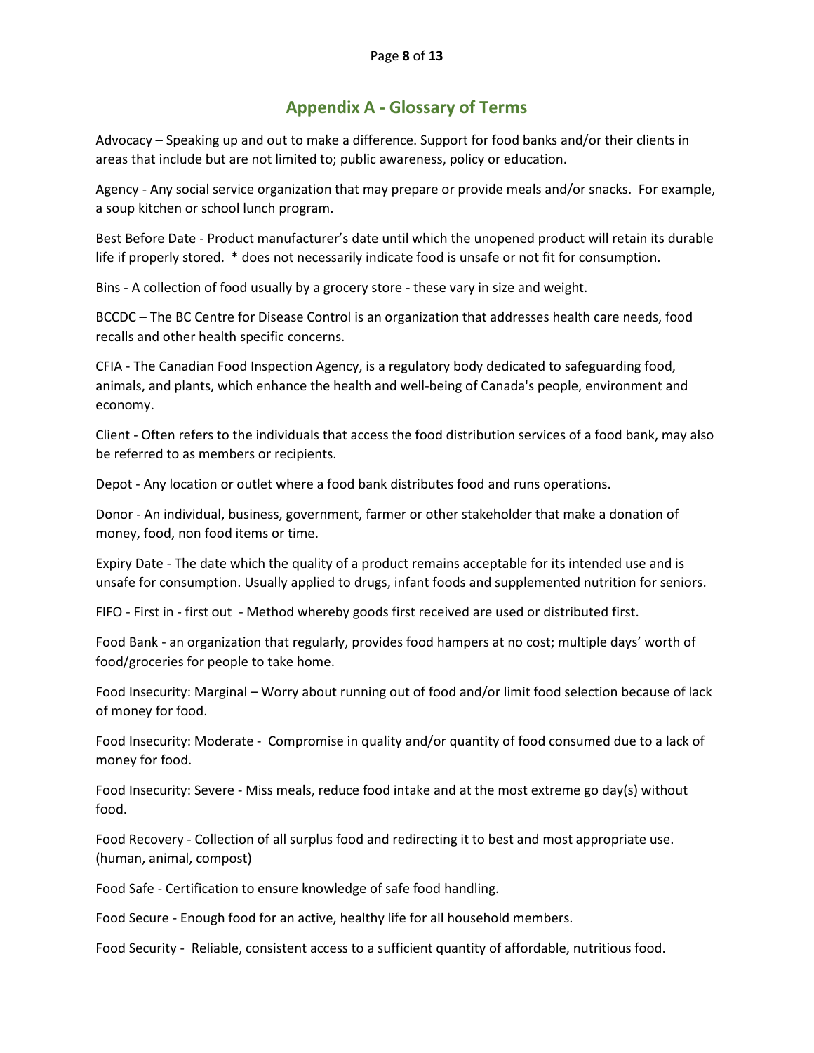## Appendix A - Glossary of Terms

Advocacy – Speaking up and out to make a difference. Support for food banks and/or their clients in areas that include but are not limited to; public awareness, policy or education.

Agency - Any social service organization that may prepare or provide meals and/or snacks. For example, a soup kitchen or school lunch program.

Best Before Date - Product manufacturer's date until which the unopened product will retain its durable life if properly stored. * does not necessarily indicate food is unsafe or not fit for consumption.

Bins - A collection of food usually by a grocery store - these vary in size and weight.

BCCDC – The BC Centre for Disease Control is an organization that addresses health care needs, food recalls and other health specific concerns.

CFIA - The Canadian Food Inspection Agency, is a regulatory body dedicated to safeguarding food, animals, and plants, which enhance the health and well-being of Canada's people, environment and economy.

Client - Often refers to the individuals that access the food distribution services of a food bank, may also be referred to as members or recipients.

Depot - Any location or outlet where a food bank distributes food and runs operations.

Donor - An individual, business, government, farmer or other stakeholder that make a donation of money, food, non food items or time.

Expiry Date - The date which the quality of a product remains acceptable for its intended use and is unsafe for consumption. Usually applied to drugs, infant foods and supplemented nutrition for seniors.

FIFO - First in - first out - Method whereby goods first received are used or distributed first.

Food Bank - an organization that regularly, provides food hampers at no cost; multiple days' worth of food/groceries for people to take home.

Food Insecurity: Marginal – Worry about running out of food and/or limit food selection because of lack of money for food.

Food Insecurity: Moderate - Compromise in quality and/or quantity of food consumed due to a lack of money for food.

Food Insecurity: Severe - Miss meals, reduce food intake and at the most extreme go day(s) without food.

Food Recovery - Collection of all surplus food and redirecting it to best and most appropriate use. (human, animal, compost)

Food Safe - Certification to ensure knowledge of safe food handling.

Food Secure - Enough food for an active, healthy life for all household members.

Food Security - Reliable, consistent access to a sufficient quantity of affordable, nutritious food.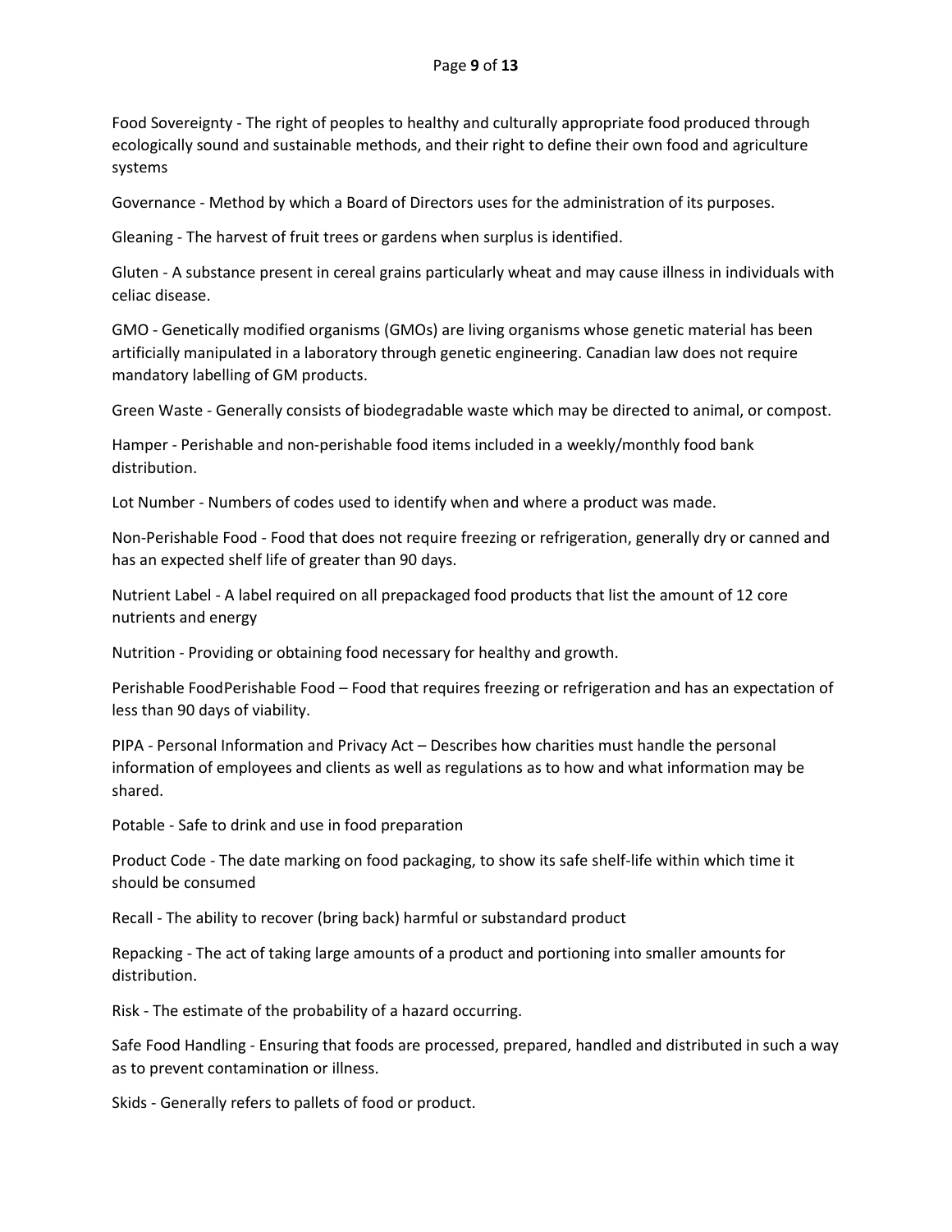Food Sovereignty - The right of peoples to healthy and culturally appropriate food produced through ecologically sound and sustainable methods, and their right to define their own food and agriculture systems

Governance - Method by which a Board of Directors uses for the administration of its purposes.

Gleaning - The harvest of fruit trees or gardens when surplus is identified.

Gluten - A substance present in cereal grains particularly wheat and may cause illness in individuals with celiac disease.

GMO - Genetically modified organisms (GMOs) are living organisms whose genetic material has been artificially manipulated in a laboratory through genetic engineering. Canadian law does not require mandatory labelling of GM products.

Green Waste - Generally consists of biodegradable waste which may be directed to animal, or compost.

Hamper - Perishable and non-perishable food items included in a weekly/monthly food bank distribution.

Lot Number - Numbers of codes used to identify when and where a product was made.

Non-Perishable Food - Food that does not require freezing or refrigeration, generally dry or canned and has an expected shelf life of greater than 90 days.

Nutrient Label - A label required on all prepackaged food products that list the amount of 12 core nutrients and energy

Nutrition - Providing or obtaining food necessary for healthy and growth.

Perishable FoodPerishable Food – Food that requires freezing or refrigeration and has an expectation of less than 90 days of viability.

PIPA - Personal Information and Privacy Act – Describes how charities must handle the personal information of employees and clients as well as regulations as to how and what information may be shared.

Potable - Safe to drink and use in food preparation

Product Code - The date marking on food packaging, to show its safe shelf-life within which time it should be consumed

Recall - The ability to recover (bring back) harmful or substandard product

Repacking - The act of taking large amounts of a product and portioning into smaller amounts for distribution.

Risk - The estimate of the probability of a hazard occurring.

Safe Food Handling - Ensuring that foods are processed, prepared, handled and distributed in such a way as to prevent contamination or illness.

Skids - Generally refers to pallets of food or product.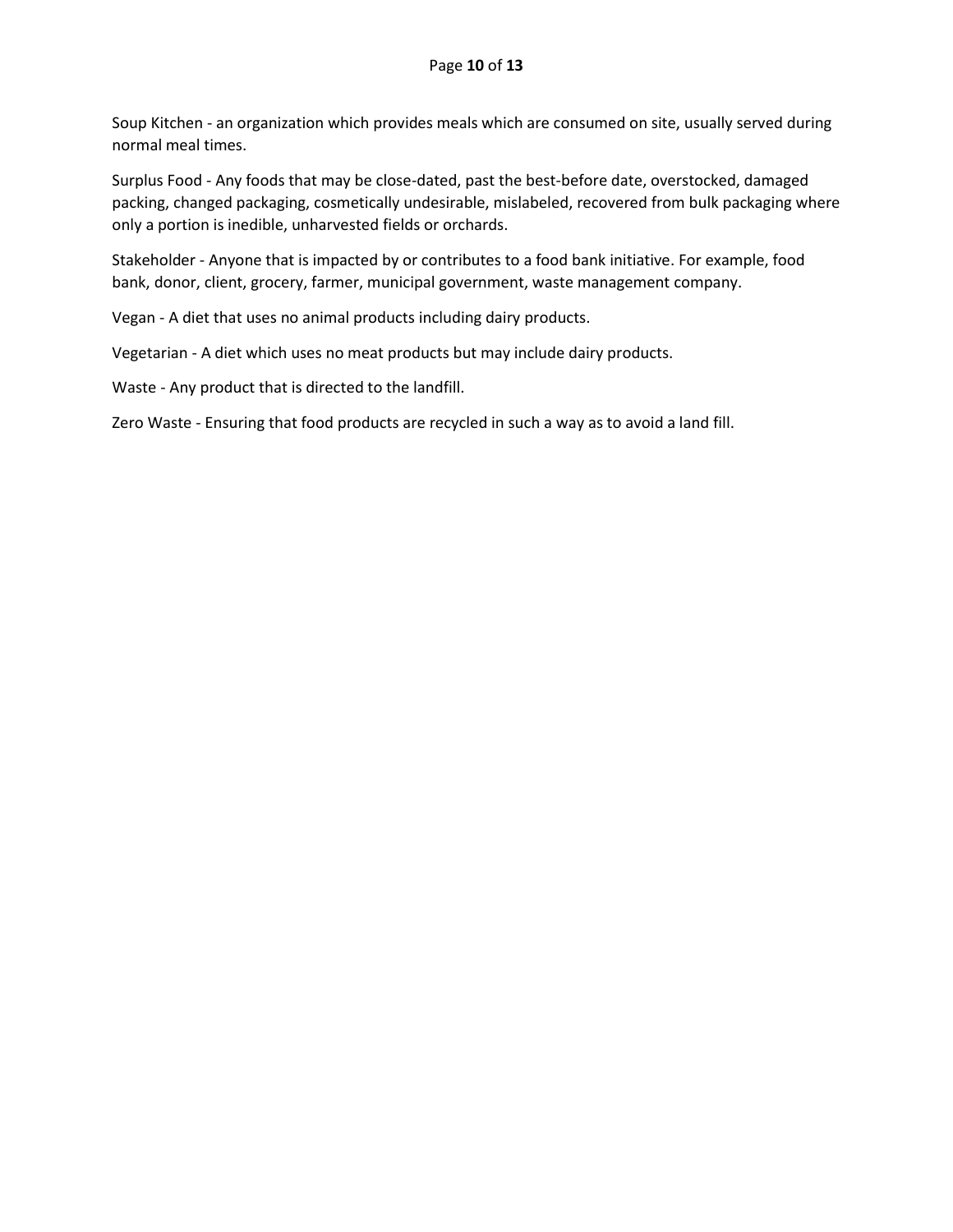Soup Kitchen - an organization which provides meals which are consumed on site, usually served during normal meal times.

Surplus Food - Any foods that may be close-dated, past the best-before date, overstocked, damaged packing, changed packaging, cosmetically undesirable, mislabeled, recovered from bulk packaging where only a portion is inedible, unharvested fields or orchards.

Stakeholder - Anyone that is impacted by or contributes to a food bank initiative. For example, food bank, donor, client, grocery, farmer, municipal government, waste management company.

Vegan - A diet that uses no animal products including dairy products.

Vegetarian - A diet which uses no meat products but may include dairy products.

Waste - Any product that is directed to the landfill.

Zero Waste - Ensuring that food products are recycled in such a way as to avoid a land fill.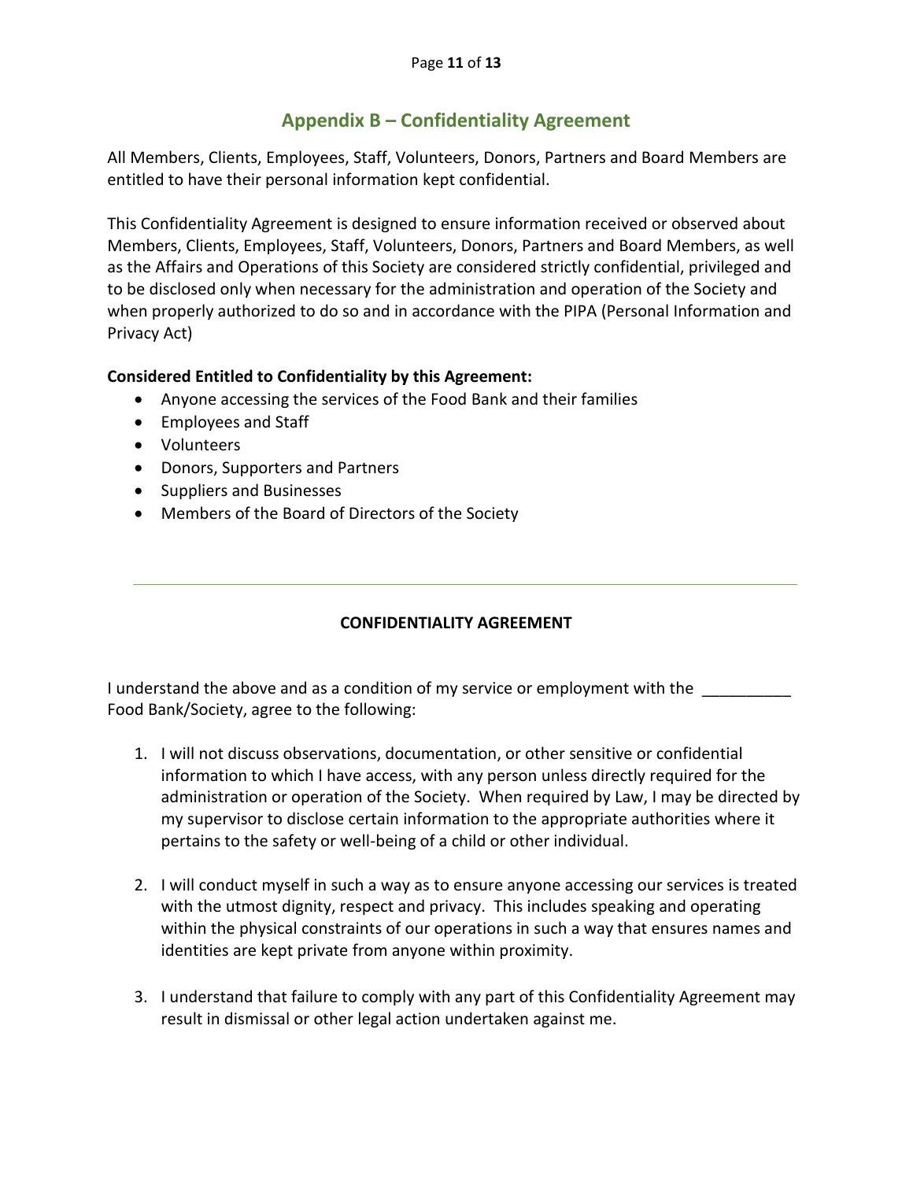## Appendix B – Confidentiality Agreement

All Members, Clients, Employees, Staff, Volunteers, Donors, Partners and Board Members are entitled to have their personal information kept confidential.

This Confidentiality Agreement is designed to ensure information received or observed about Members, Clients, Employees, Staff, Volunteers, Donors, Partners and Board Members, as well as the Affairs and Operations of this Society are considered strictly confidential, privileged and to be disclosed only when necessary for the administration and operation of the Society and when properly authorized to do so and in accordance with the PIPA (Personal Information and Privacy Act)

**Considered Entitled to Confidentiality by this Agreement:**

- Anyone accessing the services of the Food Bank and their families
- Employees and Staff
- Volunteers
- Donors, Supporters and Partners
- Suppliers and Businesses
- Members of the Board of Directors of the Society

---

**CONFIDENTIALITY AGREEMENT**

I understand the above and as a condition of my service or employment with the __________ Food Bank/Society, agree to the following:

1. I will not discuss observations, documentation, or other sensitive or confidential information to which I have access, with any person unless directly required for the administration or operation of the Society. When required by Law, I may be directed by my supervisor to disclose certain information to the appropriate authorities where it pertains to the safety or well-being of a child or other individual.

2. I will conduct myself in such a way as to ensure anyone accessing our services is treated with the utmost dignity, respect and privacy. This includes speaking and operating within the physical constraints of our operations in such a way that ensures names and identities are kept private from anyone within proximity.

3. I understand that failure to comply with any part of this Confidentiality Agreement may result in dismissal or other legal action undertaken against me.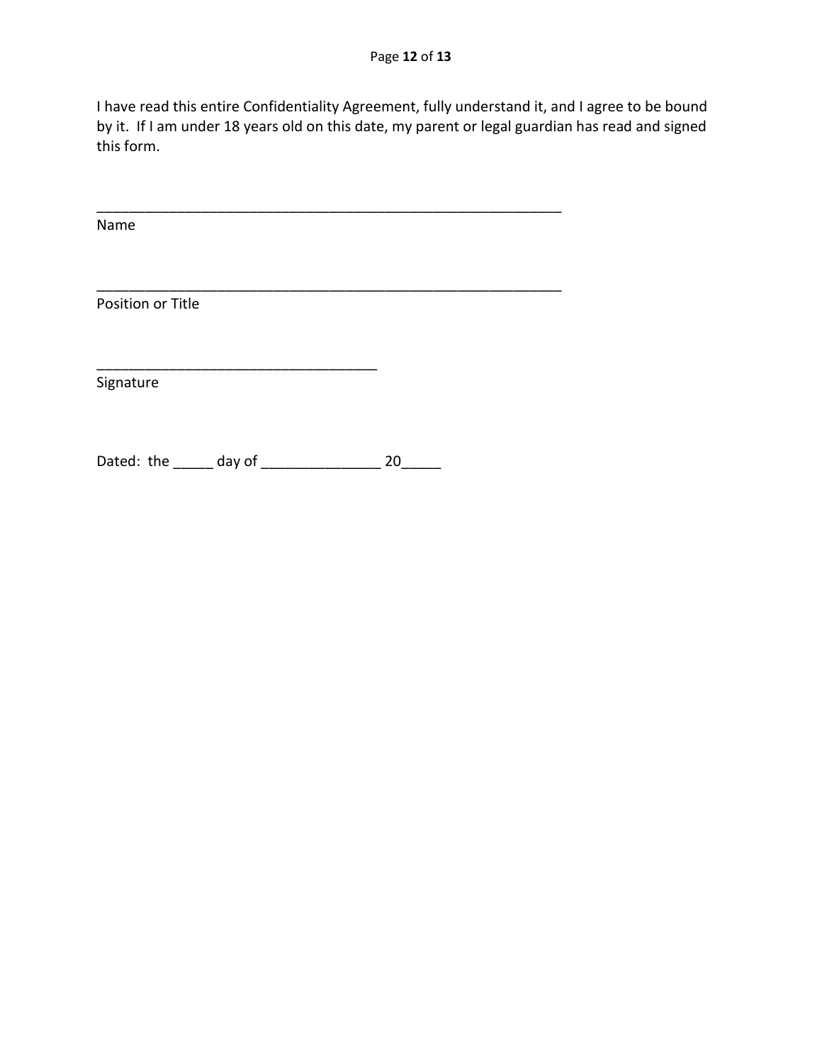I have read this entire Confidentiality Agreement, fully understand it, and I agree to be bound by it. If I am under 18 years old on this date, my parent or legal guardian has read and signed this form.

_____________________________________________________________
Name

_____________________________________________________________
Position or Title

_____________________________________
Signature

Dated: the _____ day of _______________ 20_____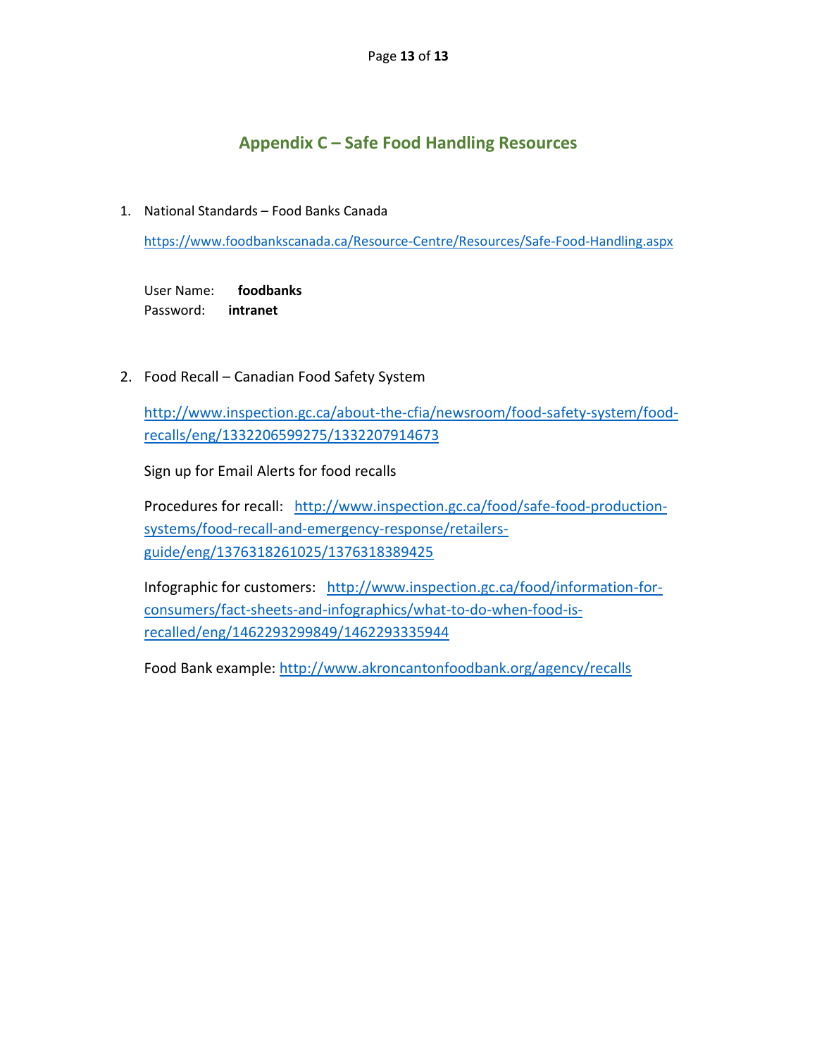## Appendix C – Safe Food Handling Resources

1. National Standards – Food Banks Canada

   https://www.foodbankscanada.ca/Resource-Centre/Resources/Safe-Food-Handling.aspx

   User Name: **foodbanks**
   Password: **intranet**

2. Food Recall – Canadian Food Safety System

   http://www.inspection.gc.ca/about-the-cfia/newsroom/food-safety-system/food-recalls/eng/1332206599275/1332207914673

   Sign up for Email Alerts for food recalls

   Procedures for recall: http://www.inspection.gc.ca/food/safe-food-production-systems/food-recall-and-emergency-response/retailers-guide/eng/1376318261025/1376318389425

   Infographic for customers: http://www.inspection.gc.ca/food/information-for-consumers/fact-sheets-and-infographics/what-to-do-when-food-is-recalled/eng/1462293299849/1462293335944

   Food Bank example: http://www.akroncantonfoodbank.org/agency/recalls